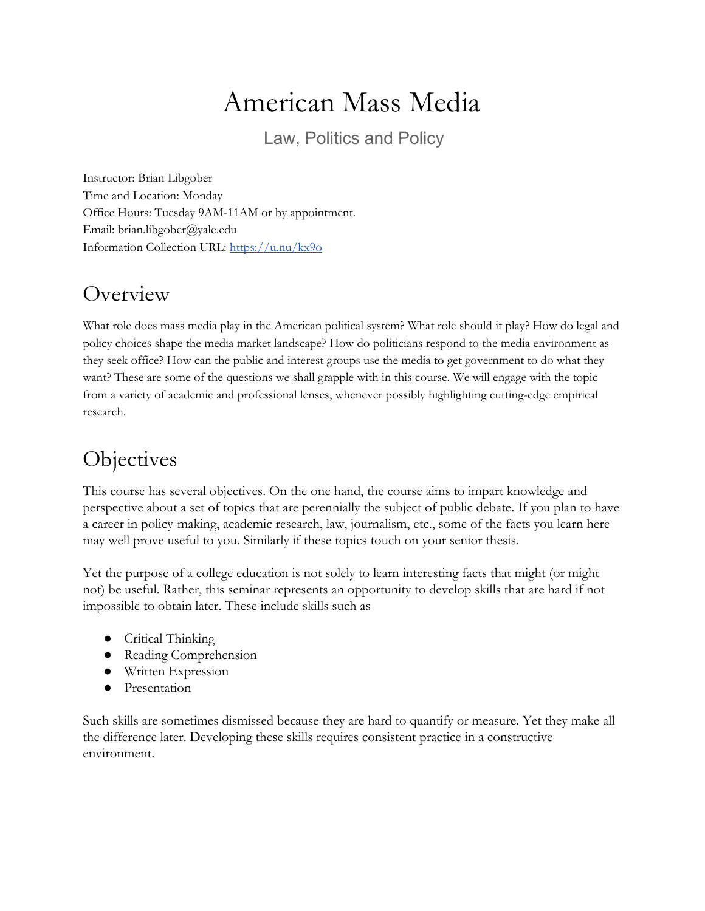# American Mass Media

## Law, Politics and Policy

Instructor: Brian Libgober
Time and Location: Monday
Office Hours: Tuesday 9AM-11AM or by appointment.
Email: brian.libgober@yale.edu
Information Collection URL: [https://u.nu/kx9o](https://u.nu/kx9o)

## Overview

What role does mass media play in the American political system? What role should it play? How do legal and policy choices shape the media market landscape? How do politicians respond to the media environment as they seek office? How can the public and interest groups use the media to get government to do what they want? These are some of the questions we shall grapple with in this course. We will engage with the topic from a variety of academic and professional lenses, whenever possibly highlighting cutting-edge empirical research.

## Objectives

This course has several objectives. On the one hand, the course aims to impart knowledge and perspective about a set of topics that are perennially the subject of public debate. If you plan to have a career in policy-making, academic research, law, journalism, etc., some of the facts you learn here may well prove useful to you. Similarly if these topics touch on your senior thesis.

Yet the purpose of a college education is not solely to learn interesting facts that might (or might not) be useful. Rather, this seminar represents an opportunity to develop skills that are hard if not impossible to obtain later. These include skills such as

- Critical Thinking
- Reading Comprehension
- Written Expression
- Presentation

Such skills are sometimes dismissed because they are hard to quantify or measure. Yet they make all the difference later. Developing these skills requires consistent practice in a constructive environment.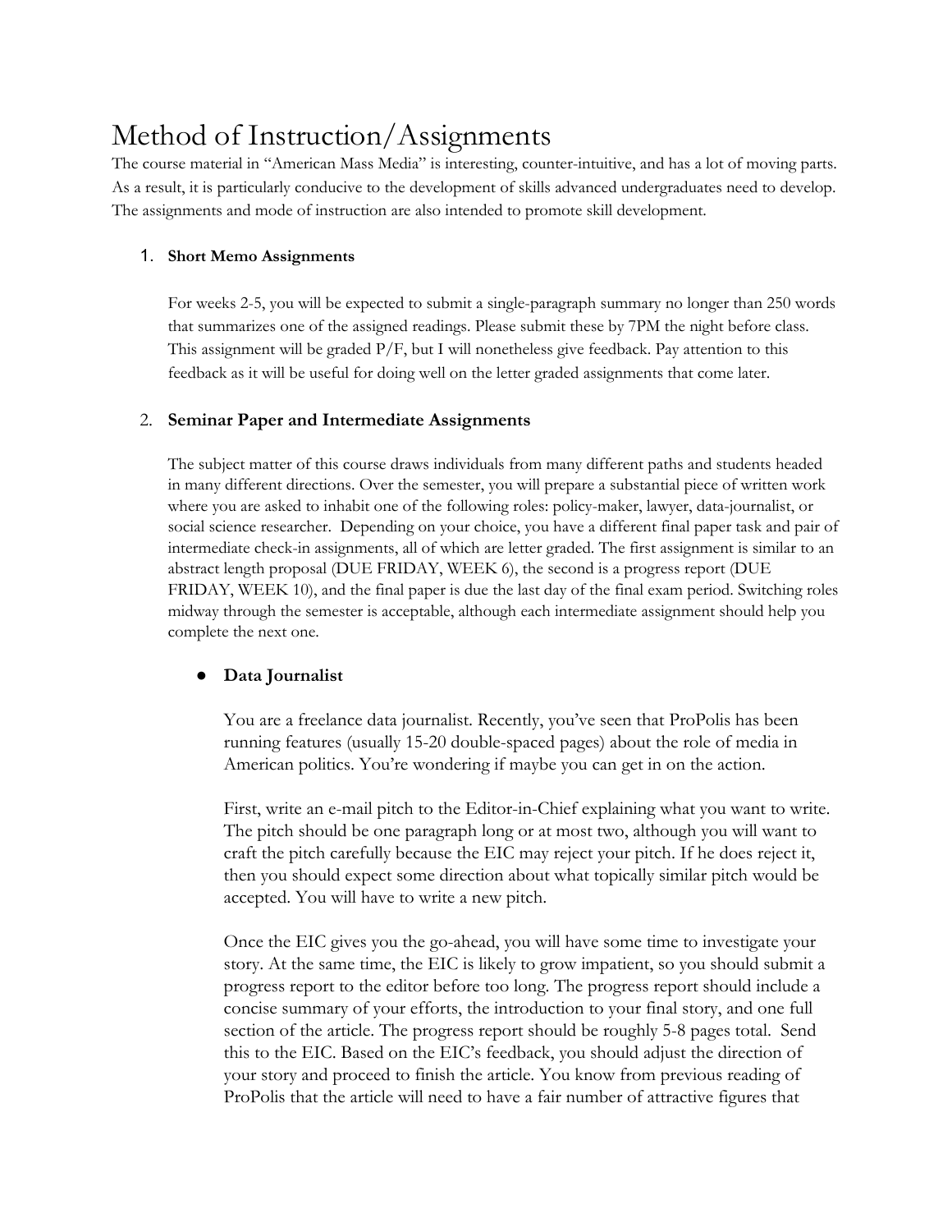# Method of Instruction/Assignments

The course material in "American Mass Media" is interesting, counter-intuitive, and has a lot of moving parts. As a result, it is particularly conducive to the development of skills advanced undergraduates need to develop. The assignments and mode of instruction are also intended to promote skill development.

1. **Short Memo Assignments**

   For weeks 2-5, you will be expected to submit a single-paragraph summary no longer than 250 words that summarizes one of the assigned readings. Please submit these by 7PM the night before class. This assignment will be graded P/F, but I will nonetheless give feedback. Pay attention to this feedback as it will be useful for doing well on the letter graded assignments that come later.

2. **Seminar Paper and Intermediate Assignments**

   The subject matter of this course draws individuals from many different paths and students headed in many different directions. Over the semester, you will prepare a substantial piece of written work where you are asked to inhabit one of the following roles: policy-maker, lawyer, data-journalist, or social science researcher. Depending on your choice, you have a different final paper task and pair of intermediate check-in assignments, all of which are letter graded. The first assignment is similar to an abstract length proposal (DUE FRIDAY, WEEK 6), the second is a progress report (DUE FRIDAY, WEEK 10), and the final paper is due the last day of the final exam period. Switching roles midway through the semester is acceptable, although each intermediate assignment should help you complete the next one.

   - **Data Journalist**

     You are a freelance data journalist. Recently, you've seen that ProPolis has been running features (usually 15-20 double-spaced pages) about the role of media in American politics. You're wondering if maybe you can get in on the action.

     First, write an e-mail pitch to the Editor-in-Chief explaining what you want to write. The pitch should be one paragraph long or at most two, although you will want to craft the pitch carefully because the EIC may reject your pitch. If he does reject it, then you should expect some direction about what topically similar pitch would be accepted. You will have to write a new pitch.

     Once the EIC gives you the go-ahead, you will have some time to investigate your story. At the same time, the EIC is likely to grow impatient, so you should submit a progress report to the editor before too long. The progress report should include a concise summary of your efforts, the introduction to your final story, and one full section of the article. The progress report should be roughly 5-8 pages total. Send this to the EIC. Based on the EIC's feedback, you should adjust the direction of your story and proceed to finish the article. You know from previous reading of ProPolis that the article will need to have a fair number of attractive figures that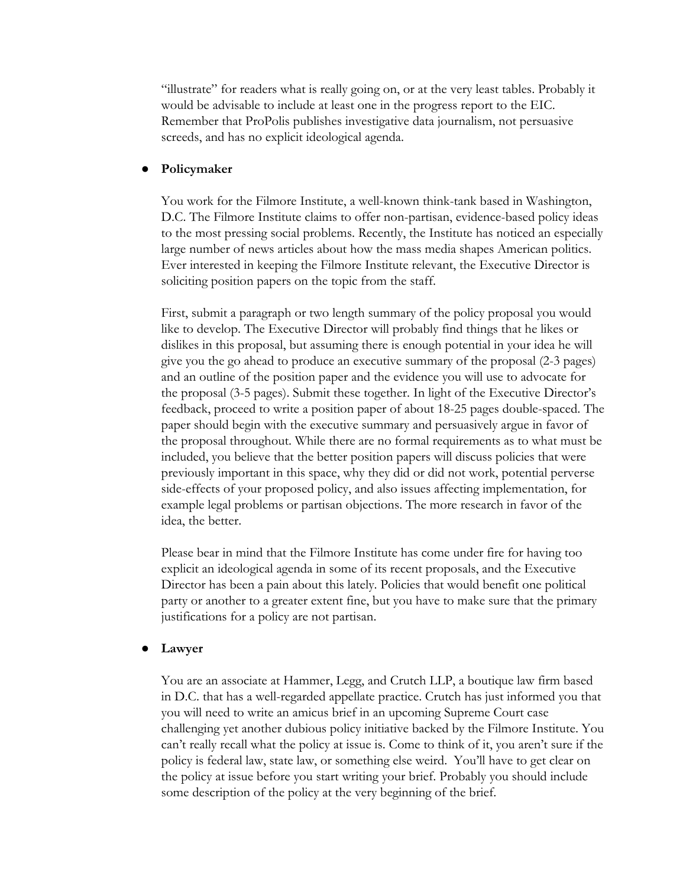"illustrate" for readers what is really going on, or at the very least tables. Probably it would be advisable to include at least one in the progress report to the EIC. Remember that ProPolis publishes investigative data journalism, not persuasive screeds, and has no explicit ideological agenda.

- **Policymaker**

  You work for the Filmore Institute, a well-known think-tank based in Washington, D.C. The Filmore Institute claims to offer non-partisan, evidence-based policy ideas to the most pressing social problems. Recently, the Institute has noticed an especially large number of news articles about how the mass media shapes American politics. Ever interested in keeping the Filmore Institute relevant, the Executive Director is soliciting position papers on the topic from the staff.

  First, submit a paragraph or two length summary of the policy proposal you would like to develop. The Executive Director will probably find things that he likes or dislikes in this proposal, but assuming there is enough potential in your idea he will give you the go ahead to produce an executive summary of the proposal (2-3 pages) and an outline of the position paper and the evidence you will use to advocate for the proposal (3-5 pages). Submit these together. In light of the Executive Director's feedback, proceed to write a position paper of about 18-25 pages double-spaced. The paper should begin with the executive summary and persuasively argue in favor of the proposal throughout. While there are no formal requirements as to what must be included, you believe that the better position papers will discuss policies that were previously important in this space, why they did or did not work, potential perverse side-effects of your proposed policy, and also issues affecting implementation, for example legal problems or partisan objections. The more research in favor of the idea, the better.

  Please bear in mind that the Filmore Institute has come under fire for having too explicit an ideological agenda in some of its recent proposals, and the Executive Director has been a pain about this lately. Policies that would benefit one political party or another to a greater extent fine, but you have to make sure that the primary justifications for a policy are not partisan.

- **Lawyer**

  You are an associate at Hammer, Legg, and Crutch LLP, a boutique law firm based in D.C. that has a well-regarded appellate practice. Crutch has just informed you that you will need to write an amicus brief in an upcoming Supreme Court case challenging yet another dubious policy initiative backed by the Filmore Institute. You can't really recall what the policy at issue is. Come to think of it, you aren't sure if the policy is federal law, state law, or something else weird. You'll have to get clear on the policy at issue before you start writing your brief. Probably you should include some description of the policy at the very beginning of the brief.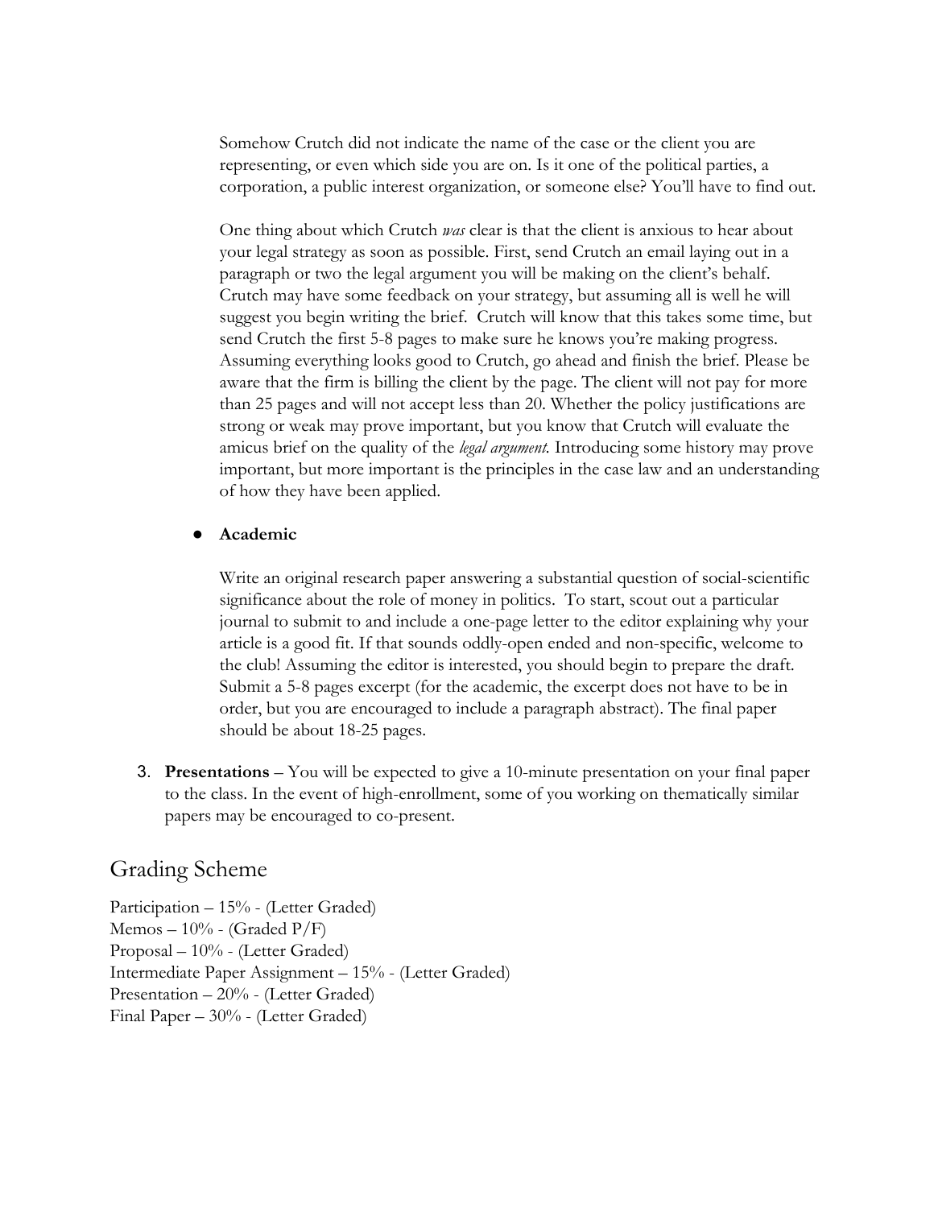Somehow Crutch did not indicate the name of the case or the client you are representing, or even which side you are on. Is it one of the political parties, a corporation, a public interest organization, or someone else? You'll have to find out.

One thing about which Crutch *was* clear is that the client is anxious to hear about your legal strategy as soon as possible. First, send Crutch an email laying out in a paragraph or two the legal argument you will be making on the client's behalf. Crutch may have some feedback on your strategy, but assuming all is well he will suggest you begin writing the brief. Crutch will know that this takes some time, but send Crutch the first 5-8 pages to make sure he knows you're making progress. Assuming everything looks good to Crutch, go ahead and finish the brief. Please be aware that the firm is billing the client by the page. The client will not pay for more than 25 pages and will not accept less than 20. Whether the policy justifications are strong or weak may prove important, but you know that Crutch will evaluate the amicus brief on the quality of the *legal argument.* Introducing some history may prove important, but more important is the principles in the case law and an understanding of how they have been applied.

- **Academic**

  Write an original research paper answering a substantial question of social-scientific significance about the role of money in politics. To start, scout out a particular journal to submit to and include a one-page letter to the editor explaining why your article is a good fit. If that sounds oddly-open ended and non-specific, welcome to the club! Assuming the editor is interested, you should begin to prepare the draft. Submit a 5-8 pages excerpt (for the academic, the excerpt does not have to be in order, but you are encouraged to include a paragraph abstract). The final paper should be about 18-25 pages.

3. **Presentations** – You will be expected to give a 10-minute presentation on your final paper to the class. In the event of high-enrollment, some of you working on thematically similar papers may be encouraged to co-present.

## Grading Scheme

Participation – 15% - (Letter Graded)
Memos – 10% - (Graded P/F)
Proposal – 10% - (Letter Graded)
Intermediate Paper Assignment – 15% - (Letter Graded)
Presentation – 20% - (Letter Graded)
Final Paper – 30% - (Letter Graded)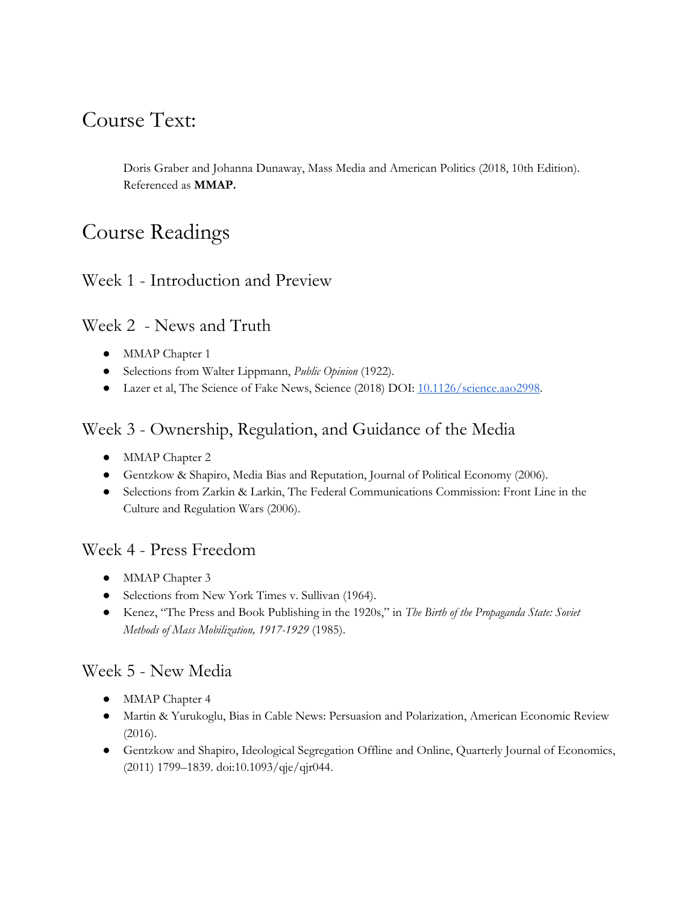## Course Text:

Doris Graber and Johanna Dunaway, Mass Media and American Politics (2018, 10th Edition). Referenced as **MMAP.**

## Course Readings

### Week 1 - Introduction and Preview

### Week 2 - News and Truth

- MMAP Chapter 1
- Selections from Walter Lippmann, *Public Opinion* (1922).
- Lazer et al, The Science of Fake News, Science (2018) DOI: [10.1126/science.aao2998](https://doi.org/10.1126/science.aao2998).

### Week 3 - Ownership, Regulation, and Guidance of the Media

- MMAP Chapter 2
- Gentzkow & Shapiro, Media Bias and Reputation, Journal of Political Economy (2006).
- Selections from Zarkin & Larkin, The Federal Communications Commission: Front Line in the Culture and Regulation Wars (2006).

### Week 4 - Press Freedom

- MMAP Chapter 3
- Selections from New York Times v. Sullivan (1964).
- Kenez, "The Press and Book Publishing in the 1920s," in *The Birth of the Propaganda State: Soviet Methods of Mass Mobilization, 1917-1929* (1985).

### Week 5 - New Media

- MMAP Chapter 4
- Martin & Yurukoglu, Bias in Cable News: Persuasion and Polarization, American Economic Review (2016).
- Gentzkow and Shapiro, Ideological Segregation Offline and Online, Quarterly Journal of Economics, (2011) 1799–1839. doi:10.1093/qje/qjr044.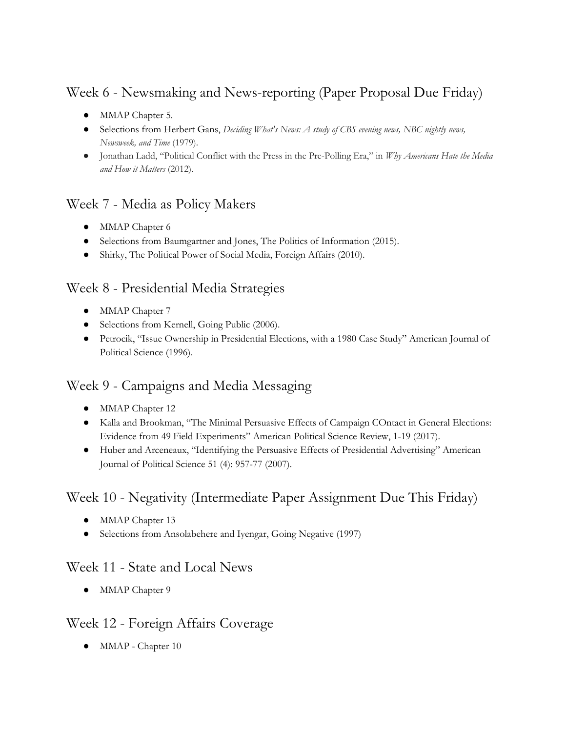## Week 6 - Newsmaking and News-reporting (Paper Proposal Due Friday)

- MMAP Chapter 5.
- Selections from Herbert Gans, *Deciding What's News: A study of CBS evening news, NBC nightly news, Newsweek, and Time* (1979).
- Jonathan Ladd, "Political Conflict with the Press in the Pre-Polling Era," in *Why Americans Hate the Media and How it Matters* (2012).

## Week 7 - Media as Policy Makers

- MMAP Chapter 6
- Selections from Baumgartner and Jones, The Politics of Information (2015).
- Shirky, The Political Power of Social Media, Foreign Affairs (2010).

## Week 8 - Presidential Media Strategies

- MMAP Chapter 7
- Selections from Kernell, Going Public (2006).
- Petrocik, "Issue Ownership in Presidential Elections, with a 1980 Case Study" American Journal of Political Science (1996).

## Week 9 - Campaigns and Media Messaging

- MMAP Chapter 12
- Kalla and Brookman, "The Minimal Persuasive Effects of Campaign COntact in General Elections: Evidence from 49 Field Experiments" American Political Science Review, 1-19 (2017).
- Huber and Arceneaux, "Identifying the Persuasive Effects of Presidential Advertising" American Journal of Political Science 51 (4): 957-77 (2007).

## Week 10 - Negativity (Intermediate Paper Assignment Due This Friday)

- MMAP Chapter 13
- Selections from Ansolabehere and Iyengar, Going Negative (1997)

## Week 11 - State and Local News

- MMAP Chapter 9

## Week 12 - Foreign Affairs Coverage

- MMAP - Chapter 10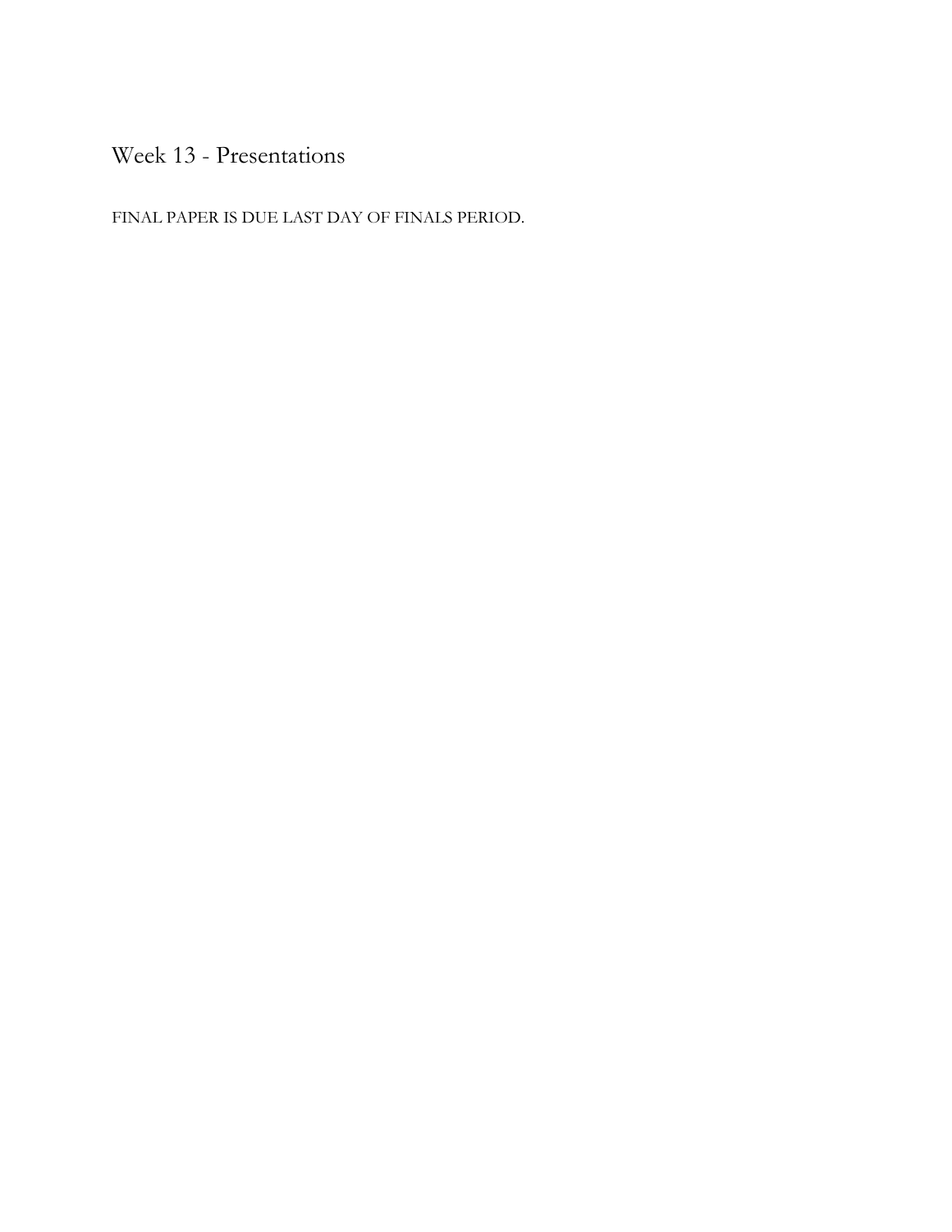## Week 13 - Presentations

FINAL PAPER IS DUE LAST DAY OF FINALS PERIOD.